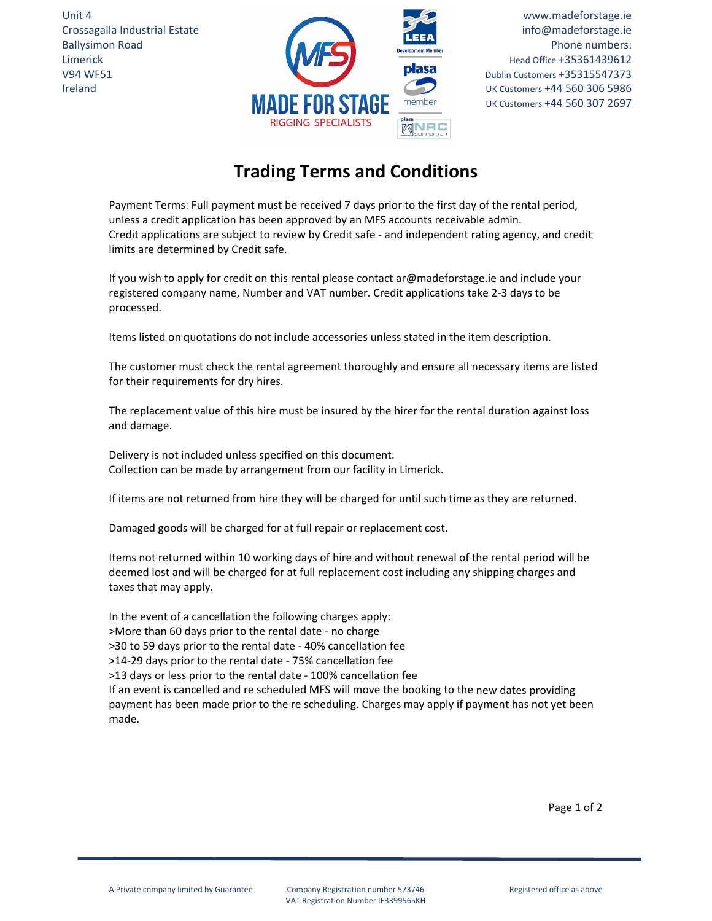Unit 4
Crossagalla Industrial Estate
Ballysimon Road
Limerick
V94 WF51
Ireland

MADE FOR STAGE
RIGGING SPECIALISTS

www.madeforstage.ie
info@madeforstage.ie
Phone numbers:
Head Office +35361439612
Dublin Customers +35315547373
UK Customers +44 560 306 5986
UK Customers +44 560 307 2697

# Trading Terms and Conditions

Payment Terms: Full payment must be received 7 days prior to the first day of the rental period, unless a credit application has been approved by an MFS accounts receivable admin.
Credit applications are subject to review by Credit safe - and independent rating agency, and credit limits are determined by Credit safe.

If you wish to apply for credit on this rental please contact ar@madeforstage.ie and include your registered company name, Number and VAT number. Credit applications take 2-3 days to be processed.

Items listed on quotations do not include accessories unless stated in the item description.

The customer must check the rental agreement thoroughly and ensure all necessary items are listed for their requirements for dry hires.

The replacement value of this hire must be insured by the hirer for the rental duration against loss and damage.

Delivery is not included unless specified on this document.
Collection can be made by arrangement from our facility in Limerick.

If items are not returned from hire they will be charged for until such time as they are returned.

Damaged goods will be charged for at full repair or replacement cost.

Items not returned within 10 working days of hire and without renewal of the rental period will be deemed lost and will be charged for at full replacement cost including any shipping charges and taxes that may apply.

In the event of a cancellation the following charges apply:
>More than 60 days prior to the rental date - no charge
>30 to 59 days prior to the rental date - 40% cancellation fee
>14-29 days prior to the rental date - 75% cancellation fee
>13 days or less prior to the rental date - 100% cancellation fee
If an event is cancelled and re scheduled MFS will move the booking to the new dates providing payment has been made prior to the re scheduling. Charges may apply if payment has not yet been made.

A Private company limited by Guarantee
Company Registration number 573746
VAT Registration Number IE3399565KH
Registered office as above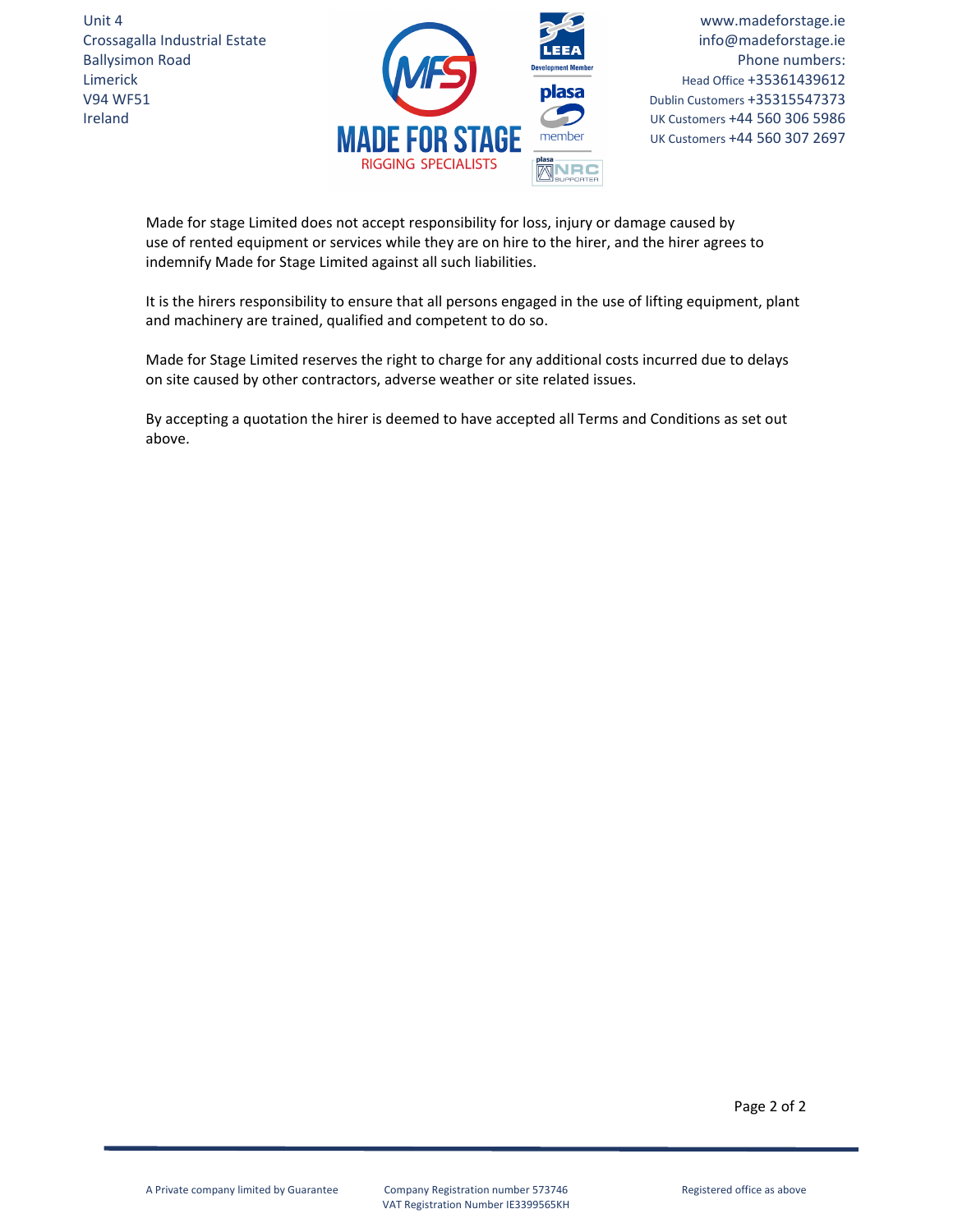Made for stage Limited does not accept responsibility for loss, injury or damage caused by use of rented equipment or services while they are on hire to the hirer, and the hirer agrees to indemnify Made for Stage Limited against all such liabilities.

It is the hirers responsibility to ensure that all persons engaged in the use of lifting equipment, plant and machinery are trained, qualified and competent to do so.

Made for Stage Limited reserves the right to charge for any additional costs incurred due to delays on site caused by other contractors, adverse weather or site related issues.

By accepting a quotation the hirer is deemed to have accepted all Terms and Conditions as set out above.